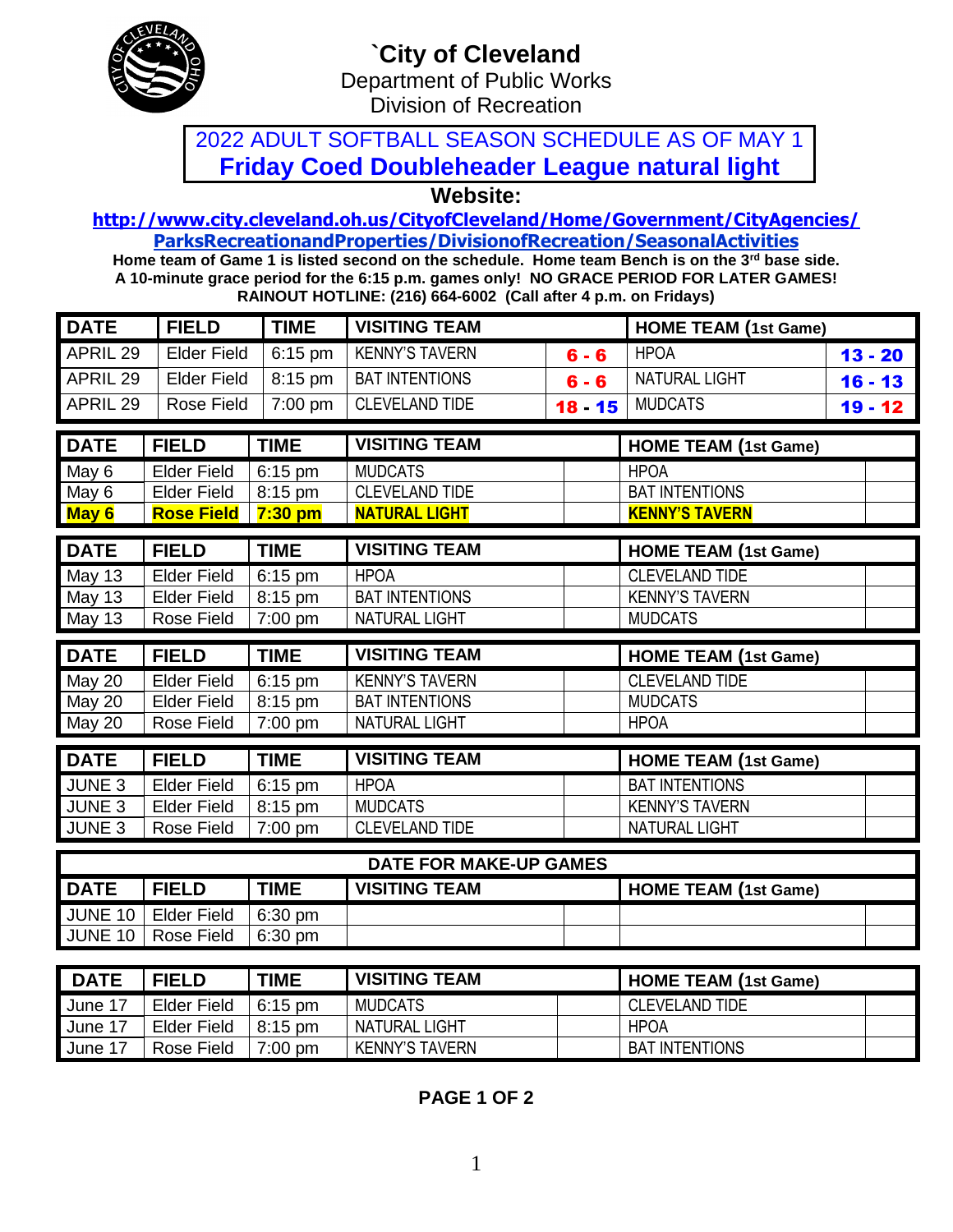# `City of Cleveland

Department of Public Works
Division of Recreation

## 2022 ADULT SOFTBALL SEASON SCHEDULE AS OF MAY 1
## Friday Coed Doubleheader League natural light

**Website:**

**http://www.city.cleveland.oh.us/CityofCleveland/Home/Government/CityAgencies/ParksRecreationandProperties/DivisionofRecreation/SeasonalActivities**

**Home team of Game 1 is listed second on the schedule. Home team Bench is on the 3rd base side.**
**A 10-minute grace period for the 6:15 p.m. games only! NO GRACE PERIOD FOR LATER GAMES!**
**RAINOUT HOTLINE: (216) 664-6002 (Call after 4 p.m. on Fridays)**

| DATE | FIELD | TIME | VISITING TEAM | | HOME TEAM (1st Game) | |
|---|---|---|---|---|---|---|
| APRIL 29 | Elder Field | 6:15 pm | KENNY'S TAVERN | 6 - 6 | HPOA | 13 - 20 |
| APRIL 29 | Elder Field | 8:15 pm | BAT INTENTIONS | 6 - 6 | NATURAL LIGHT | 16 - 13 |
| APRIL 29 | Rose Field | 7:00 pm | CLEVELAND TIDE | 18 - 15 | MUDCATS | 19 - 12 |

| DATE | FIELD | TIME | VISITING TEAM | | HOME TEAM (1st Game) | |
|---|---|---|---|---|---|---|
| May 6 | Elder Field | 6:15 pm | MUDCATS | | HPOA | |
| May 6 | Elder Field | 8:15 pm | CLEVELAND TIDE | | BAT INTENTIONS | |
| **May 6** | **Rose Field** | **7:30 pm** | **NATURAL LIGHT** | | **KENNY'S TAVERN** | |

| DATE | FIELD | TIME | VISITING TEAM | | HOME TEAM (1st Game) | |
|---|---|---|---|---|---|---|
| May 13 | Elder Field | 6:15 pm | HPOA | | CLEVELAND TIDE | |
| May 13 | Elder Field | 8:15 pm | BAT INTENTIONS | | KENNY'S TAVERN | |
| May 13 | Rose Field | 7:00 pm | NATURAL LIGHT | | MUDCATS | |

| DATE | FIELD | TIME | VISITING TEAM | | HOME TEAM (1st Game) | |
|---|---|---|---|---|---|---|
| May 20 | Elder Field | 6:15 pm | KENNY'S TAVERN | | CLEVELAND TIDE | |
| May 20 | Elder Field | 8:15 pm | BAT INTENTIONS | | MUDCATS | |
| May 20 | Rose Field | 7:00 pm | NATURAL LIGHT | | HPOA | |

| DATE | FIELD | TIME | VISITING TEAM | | HOME TEAM (1st Game) | |
|---|---|---|---|---|---|---|
| JUNE 3 | Elder Field | 6:15 pm | HPOA | | BAT INTENTIONS | |
| JUNE 3 | Elder Field | 8:15 pm | MUDCATS | | KENNY'S TAVERN | |
| JUNE 3 | Rose Field | 7:00 pm | CLEVELAND TIDE | | NATURAL LIGHT | |

**DATE FOR MAKE-UP GAMES**

| DATE | FIELD | TIME | VISITING TEAM | | HOME TEAM (1st Game) | |
|---|---|---|---|---|---|---|
| JUNE 10 | Elder Field | 6:30 pm | | | | |
| JUNE 10 | Rose Field | 6:30 pm | | | | |

| DATE | FIELD | TIME | VISITING TEAM | | HOME TEAM (1st Game) | |
|---|---|---|---|---|---|---|
| June 17 | Elder Field | 6:15 pm | MUDCATS | | CLEVELAND TIDE | |
| June 17 | Elder Field | 8:15 pm | NATURAL LIGHT | | HPOA | |
| June 17 | Rose Field | 7:00 pm | KENNY'S TAVERN | | BAT INTENTIONS | |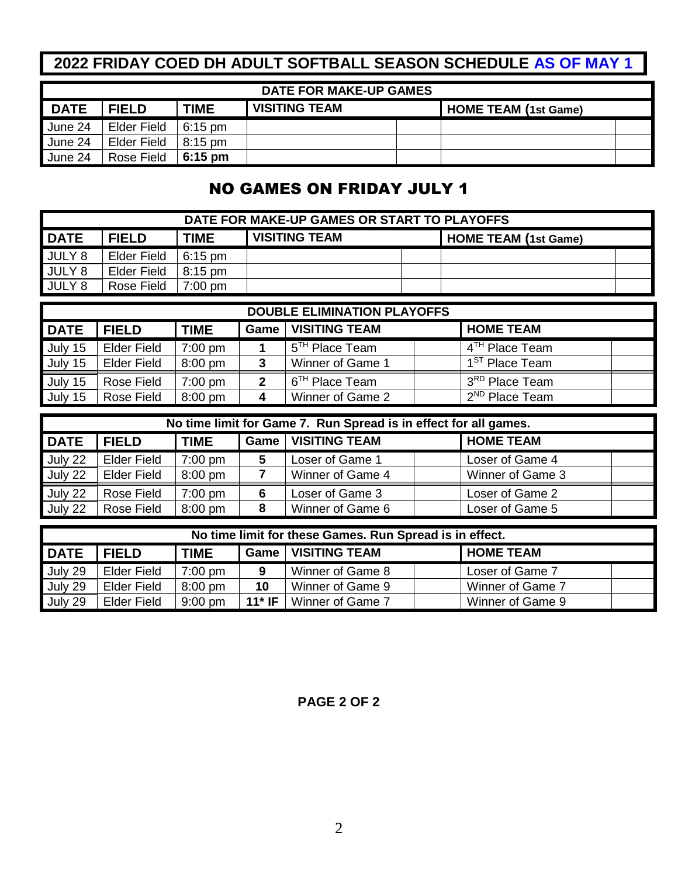# 2022 FRIDAY COED DH ADULT SOFTBALL SEASON SCHEDULE AS OF MAY 1

| DATE FOR MAKE-UP GAMES | | | | | | |
|---|---|---|---|---|---|---|
| **DATE** | **FIELD** | **TIME** | **VISITING TEAM** | | **HOME TEAM (1st Game)** | |
| June 24 | Elder Field | 6:15 pm | | | | |
| June 24 | Elder Field | 8:15 pm | | | | |
| June 24 | Rose Field | **6:15 pm** | | | | |

## NO GAMES ON FRIDAY JULY 1

| DATE FOR MAKE-UP GAMES OR START TO PLAYOFFS | | | | | | |
|---|---|---|---|---|---|---|
| **DATE** | **FIELD** | **TIME** | **VISITING TEAM** | | **HOME TEAM (1st Game)** | |
| JULY 8 | Elder Field | 6:15 pm | | | | |
| JULY 8 | Elder Field | 8:15 pm | | | | |
| JULY 8 | Rose Field | 7:00 pm | | | | |

| DOUBLE ELIMINATION PLAYOFFS | | | | | | | |
|---|---|---|---|---|---|---|---|
| **DATE** | **FIELD** | **TIME** | **Game** | **VISITING TEAM** | | **HOME TEAM** | |
| July 15 | Elder Field | 7:00 pm | 1 | 5TH Place Team | | 4TH Place Team | |
| July 15 | Elder Field | 8:00 pm | 3 | Winner of Game 1 | | 1ST Place Team | |
| July 15 | Rose Field | 7:00 pm | 2 | 6TH Place Team | | 3RD Place Team | |
| July 15 | Rose Field | 8:00 pm | 4 | Winner of Game 2 | | 2ND Place Team | |

| No time limit for Game 7. Run Spread is in effect for all games. | | | | | | | |
|---|---|---|---|---|---|---|---|
| **DATE** | **FIELD** | **TIME** | **Game** | **VISITING TEAM** | | **HOME TEAM** | |
| July 22 | Elder Field | 7:00 pm | 5 | Loser of Game 1 | | Loser of Game 4 | |
| July 22 | Elder Field | 8:00 pm | 7 | Winner of Game 4 | | Winner of Game 3 | |
| July 22 | Rose Field | 7:00 pm | 6 | Loser of Game 3 | | Loser of Game 2 | |
| July 22 | Rose Field | 8:00 pm | 8 | Winner of Game 6 | | Loser of Game 5 | |

| No time limit for these Games. Run Spread is in effect. | | | | | | | |
|---|---|---|---|---|---|---|---|
| **DATE** | **FIELD** | **TIME** | **Game** | **VISITING TEAM** | | **HOME TEAM** | |
| July 29 | Elder Field | 7:00 pm | 9 | Winner of Game 8 | | Loser of Game 7 | |
| July 29 | Elder Field | 8:00 pm | 10 | Winner of Game 9 | | Winner of Game 7 | |
| July 29 | Elder Field | 9:00 pm | 11* IF | Winner of Game 7 | | Winner of Game 9 | |

**PAGE 2 OF 2**